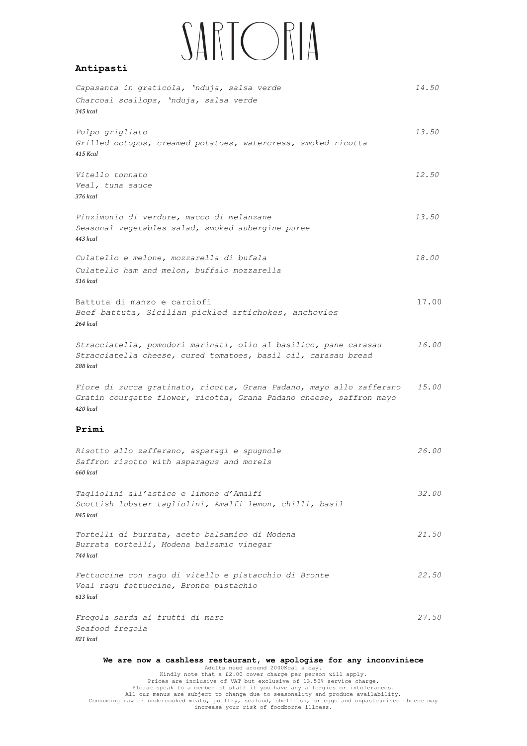# SARTORIA

## Antipasti

*Capasanta in graticola, 'nduja, salsa verde* — *14.50*
*Charcoal scallops, 'nduja, salsa verde*
*345 kcal*

*Polpo grigliato* — *13.50*
*Grilled octopus, creamed potatoes, watercress, smoked ricotta*
*415 Kcal*

*Vitello tonnato* — *12.50*
*Veal, tuna sauce*
*376 kcal*

*Pinzimonio di verdure, macco di melanzane* — *13.50*
*Seasonal vegetables salad, smoked aubergine puree*
*443 kcal*

*Culatello e melone, mozzarella di bufala* — *18.00*
*Culatello ham and melon, buffalo mozzarella*
*516 kcal*

Battuta di manzo e carciofi — 17.00
*Beef battuta, Sicilian pickled artichokes, anchovies*
*264 kcal*

*Stracciatella, pomodori marinati, olio al basilico, pane carasau* — *16.00*
*Stracciatella cheese, cured tomatoes, basil oil, carasau bread*
*288 kcal*

*Fiore di zucca gratinato, ricotta, Grana Padano, mayo allo zafferano* — *15.00*
*Gratin courgette flower, ricotta, Grana Padano cheese, saffron mayo*
*420 kcal*

## Primi

*Risotto allo zafferano, asparagi e spugnole* — *26.00*
*Saffron risotto with asparagus and morels*
*660 kcal*

*Tagliolini all'astice e limone d'Amalfi* — *32.00*
*Scottish lobster tagliolini, Amalfi lemon, chilli, basil*
*845 kcal*

*Tortelli di burrata, aceto balsamico di Modena* — *21.50*
*Burrata tortelli, Modena balsamic vinegar*
*744 kcal*

*Fettuccine con ragu di vitello e pistacchio di Bronte* — *22.50*
*Veal ragu fettuccine, Bronte pistachio*
*613 kcal*

*Fregola sarda ai frutti di mare* — *27.50*
*Seafood fregola*
*821 kcal*

**We are now a cashless restaurant, we apologise for any inconviniece**

Adults need around 2000Kcal a day.
Kindly note that a £2.00 cover charge per person will apply.
Prices are inclusive of VAT but exclusive of 13.50% service charge.
Please speak to a member of staff if you have any allergies or intolerances.
All our menus are subject to change due to seasonality and produce availability.
Consuming raw or undercooked meats, poultry, seafood, shellfish, or eggs and unpasteurised cheese may increase your risk of foodborne illness.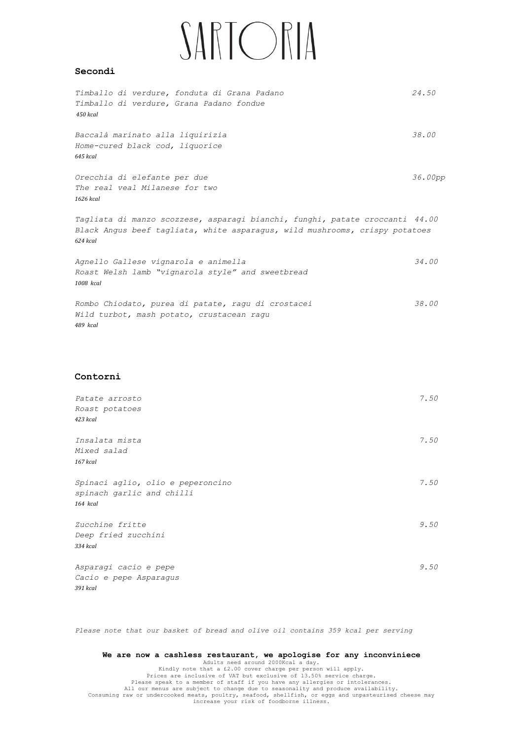# SARTORIA

## Secondi

*Timballo di verdure, fonduta di Grana Padano* — *24.50*
*Timballo di verdure, Grana Padano fondue*
*450 kcal*

*Baccalà marinato alla liquirizia* — *38.00*
*Home-cured black cod, liquorice*
*645 kcal*

*Orecchia di elefante per due* — *36.00pp*
*The real veal Milanese for two*
*1626 kcal*

*Tagliata di manzo scozzese, asparagi bianchi, funghi, patate croccanti* — *44.00*
*Black Angus beef tagliata, white asparagus, wild mushrooms, crispy potatoes*
*624 kcal*

*Agnello Gallese vignarola e animella* — *34.00*
*Roast Welsh lamb "vignarola style" and sweetbread*
*1008 kcal*

*Rombo Chiodato, purea di patate, ragu di crostacei* — *38.00*
*Wild turbot, mash potato, crustacean ragu*
*489 kcal*

## Contorni

*Patate arrosto* — *7.50*
*Roast potatoes*
*423 kcal*

*Insalata mista* — *7.50*
*Mixed salad*
*167 kcal*

*Spinaci aglio, olio e peperoncino* — *7.50*
*spinach garlic and chilli*
*164 kcal*

*Zucchine fritte* — *9.50*
*Deep fried zucchini*
*334 kcal*

*Asparagi cacio e pepe* — *9.50*
*Cacio e pepe Asparagus*
*391 kcal*

*Please note that our basket of bread and olive oil contains 359 kcal per serving*

**We are now a cashless restaurant, we apologise for any inconviniece**

Adults need around 2000Kcal a day.
Kindly note that a £2.00 cover charge per person will apply.
Prices are inclusive of VAT but exclusive of 13.50% service charge.
Please speak to a member of staff if you have any allergies or intolerances.
All our menus are subject to change due to seasonality and produce availability.
Consuming raw or undercooked meats, poultry, seafood, shellfish, or eggs and unpasteurised cheese may increase your risk of foodborne illness.